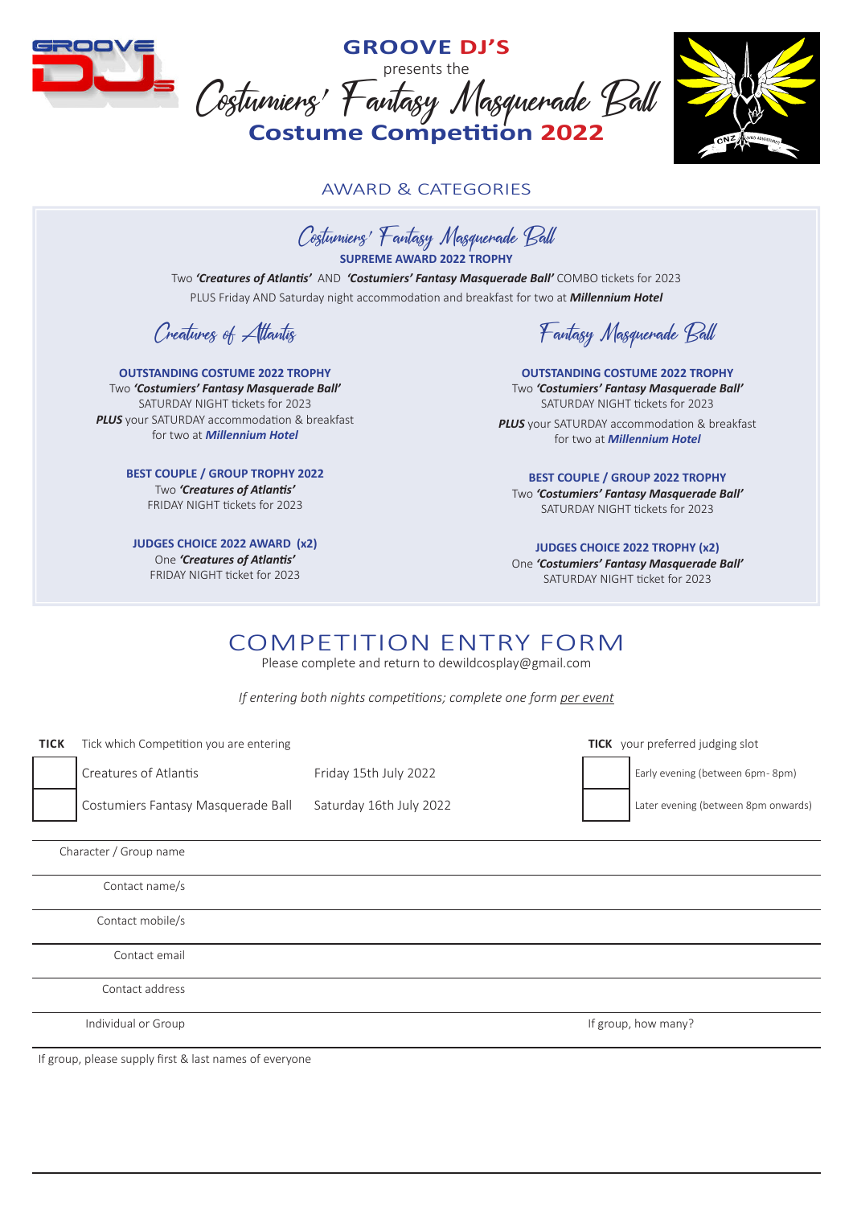# GROOVE DJ'S

presents the

# Costumiers' Fantasy Masquerade Ball

## Costume Competition 2022

## AWARD & CATEGORIES

### Costumiers' Fantasy Masquerade Ball

**SUPREME AWARD 2022 TROPHY**

Two ***'Creatures of Atlantis'*** AND ***'Costumiers' Fantasy Masquerade Ball'*** COMBO tickets for 2023
PLUS Friday AND Saturday night accommodation and breakfast for two at ***Millennium Hotel***

### Creatures of Atlantis

**OUTSTANDING COSTUME 2022 TROPHY**
Two ***'Costumiers' Fantasy Masquerade Ball'***
SATURDAY NIGHT tickets for 2023
***PLUS*** your SATURDAY accommodation & breakfast for two at ***Millennium Hotel***

**BEST COUPLE / GROUP TROPHY 2022**
Two ***'Creatures of Atlantis'***
FRIDAY NIGHT tickets for 2023

**JUDGES CHOICE 2022 AWARD (x2)**
One ***'Creatures of Atlantis'***
FRIDAY NIGHT ticket for 2023

### Fantasy Masquerade Ball

**OUTSTANDING COSTUME 2022 TROPHY**
Two ***'Costumiers' Fantasy Masquerade Ball'***
SATURDAY NIGHT tickets for 2023
***PLUS*** your SATURDAY accommodation & breakfast for two at ***Millennium Hotel***

**BEST COUPLE / GROUP 2022 TROPHY**
Two ***'Costumiers' Fantasy Masquerade Ball'***
SATURDAY NIGHT tickets for 2023

**JUDGES CHOICE 2022 TROPHY (x2)**
One ***'Costumiers' Fantasy Masquerade Ball'***
SATURDAY NIGHT ticket for 2023

## COMPETITION ENTRY FORM

Please complete and return to dewildcosplay@gmail.com

*If entering both nights competitions; complete one form per event*

| TICK | Tick which Competition you are entering | | TICK | your preferred judging slot |
|---|---|---|---|---|
| ☐ | Creatures of Atlantis | Friday 15th July 2022 | ☐ | Early evening (between 6pm- 8pm) |
| ☐ | Costumiers Fantasy Masquerade Ball | Saturday 16th July 2022 | ☐ | Later evening (between 8pm onwards) |

Character / Group name

Contact name/s

Contact mobile/s

Contact email

Contact address

Individual or Group | If group, how many?

If group, please supply first & last names of everyone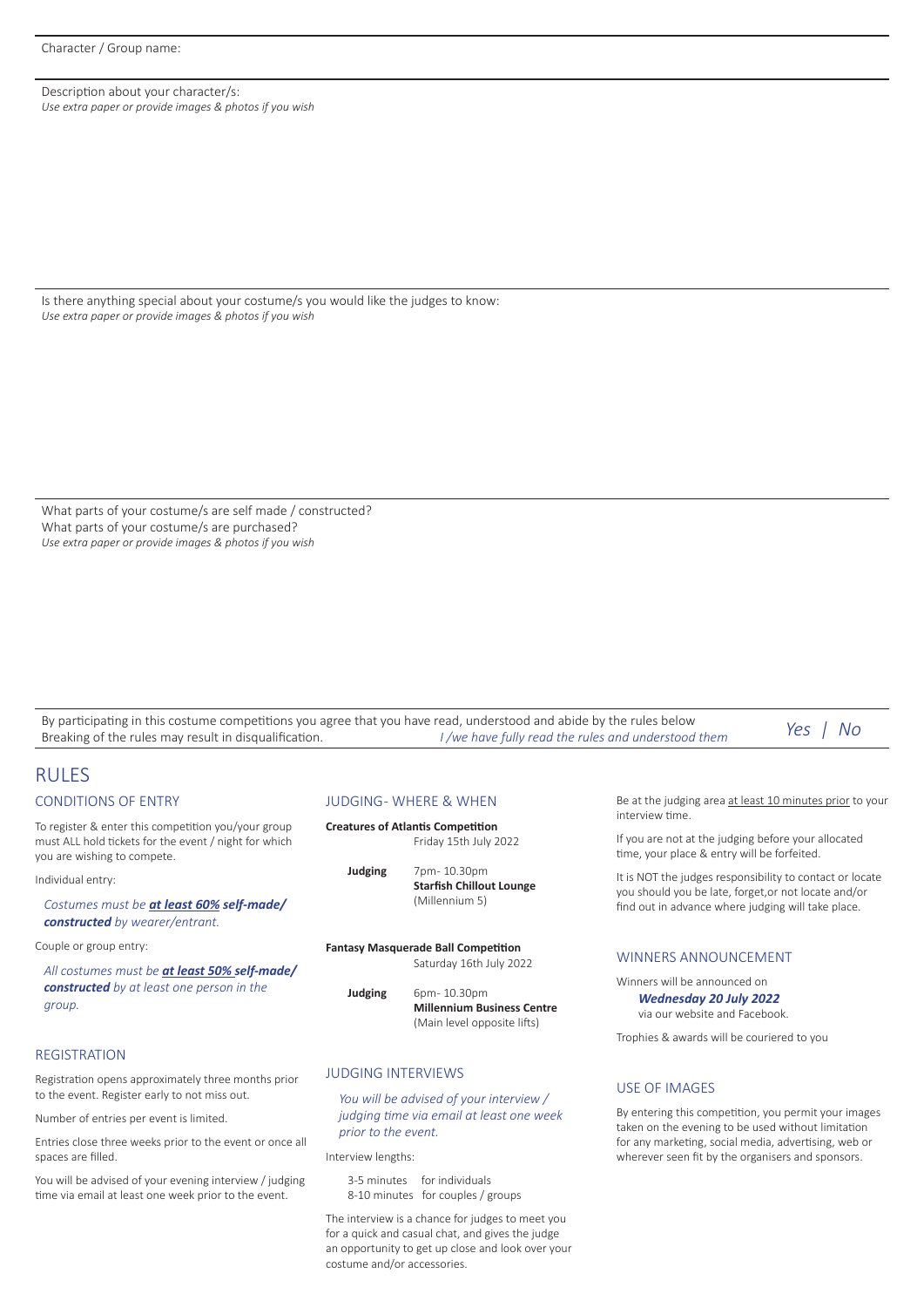Character / Group name:

Description about your character/s:
*Use extra paper or provide images & photos if you wish*

Is there anything special about your costume/s you would like the judges to know:
*Use extra paper or provide images & photos if you wish*

What parts of your costume/s are self made / constructed?
What parts of your costume/s are purchased?
*Use extra paper or provide images & photos if you wish*

By participating in this costume competitions you agree that you have read, understood and abide by the rules below
Breaking of the rules may result in disqualification. *I /we have fully read the rules and understood them* *Yes | No*

# RULES

## CONDITIONS OF ENTRY

To register & enter this competition you/your group must ALL hold tickets for the event / night for which you are wishing to compete.

Individual entry:

*Costumes must be **at least 60% self-made/ constructed** by wearer/entrant.*

Couple or group entry:

*All costumes must be **at least 50% self-made/ constructed** by at least one person in the group.*

## REGISTRATION

Registration opens approximately three months prior to the event. Register early to not miss out.

Number of entries per event is limited.

Entries close three weeks prior to the event or once all spaces are filled.

You will be advised of your evening interview / judging time via email at least one week prior to the event.

## JUDGING- WHERE & WHEN

**Creatures of Atlantis Competition**
Friday 15th July 2022

**Judging** 7pm- 10.30pm
**Starfish Chillout Lounge**
(Millennium 5)

**Fantasy Masquerade Ball Competition**
Saturday 16th July 2022

**Judging** 6pm- 10.30pm
**Millennium Business Centre**
(Main level opposite lifts)

## JUDGING INTERVIEWS

*You will be advised of your interview / judging time via email at least one week prior to the event.*

Interview lengths:

3-5 minutes for individuals
8-10 minutes for couples / groups

The interview is a chance for judges to meet you for a quick and casual chat, and gives the judge an opportunity to get up close and look over your costume and/or accessories.

Be at the judging area at least 10 minutes prior to your interview time.

If you are not at the judging before your allocated time, your place & entry will be forfeited.

It is NOT the judges responsibility to contact or locate you should you be late, forget,or not locate and/or find out in advance where judging will take place.

## WINNERS ANNOUNCEMENT

Winners will be announced on
***Wednesday 20 July 2022***
via our website and Facebook.

Trophies & awards will be couriered to you

## USE OF IMAGES

By entering this competition, you permit your images taken on the evening to be used without limitation for any marketing, social media, advertising, web or wherever seen fit by the organisers and sponsors.